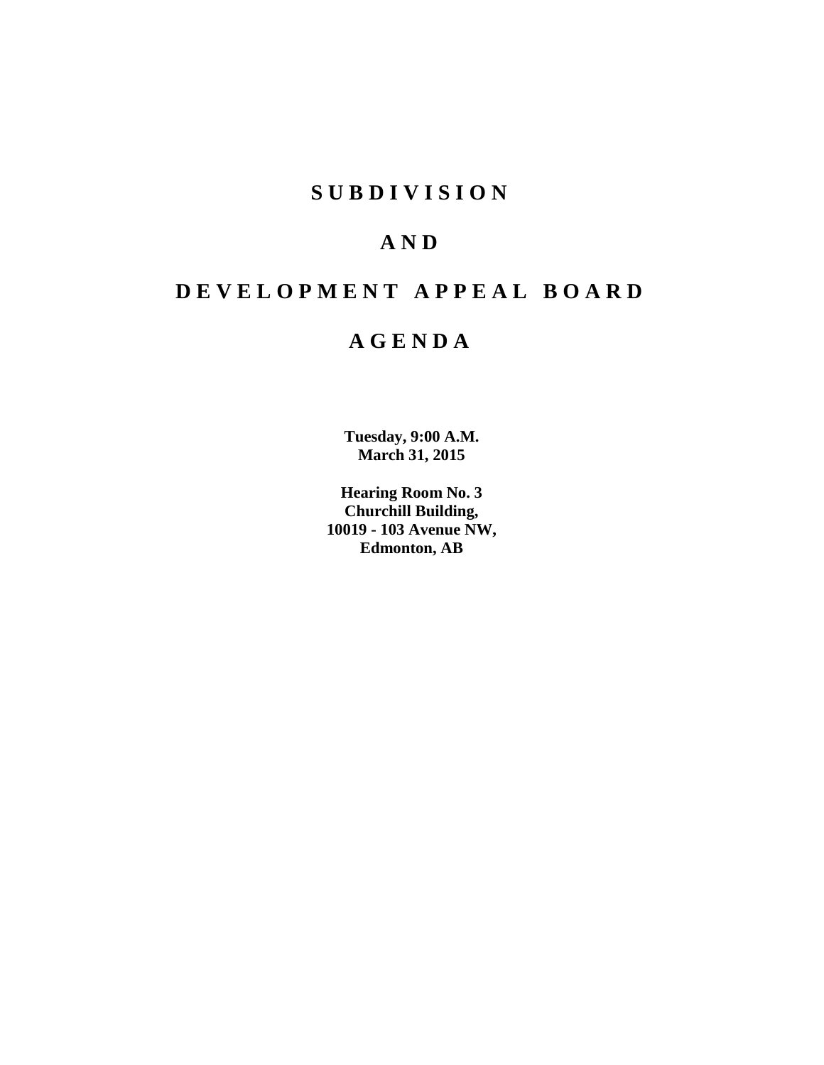# S U B D I V I S I O N

# A N D

# D E V E L O P M E N T   A P P E A L   B O A R D

# A G E N D A

**Tuesday, 9:00 A.M.**
**March 31, 2015**

**Hearing Room No. 3**
**Churchill Building,**
**10019 - 103 Avenue NW,**
**Edmonton, AB**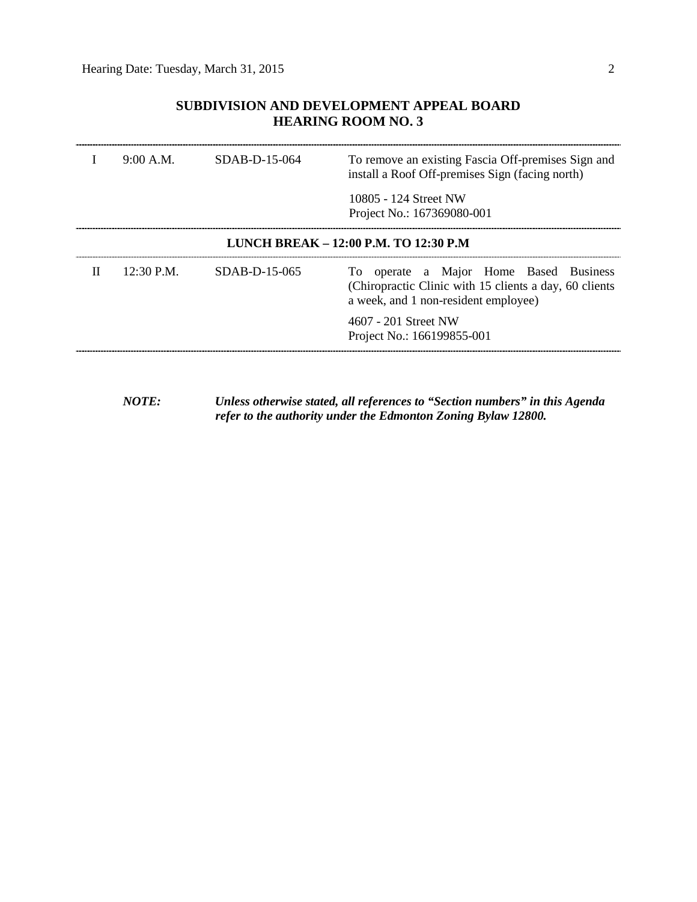## SUBDIVISION AND DEVELOPMENT APPEAL BOARD
## HEARING ROOM NO. 3

| | | | |
|---|---|---|---|
| I | 9:00 A.M. | SDAB-D-15-064 | To remove an existing Fascia Off-premises Sign and install a Roof Off-premises Sign (facing north)<br><br>10805 - 124 Street NW<br>Project No.: 167369080-001 |

**LUNCH BREAK – 12:00 P.M. TO 12:30 P.M**

| | | | |
|---|---|---|---|
| II | 12:30 P.M. | SDAB-D-15-065 | To operate a Major Home Based Business (Chiropractic Clinic with 15 clients a day, 60 clients a week, and 1 non-resident employee)<br><br>4607 - 201 Street NW<br>Project No.: 166199855-001 |

***NOTE:*** ***Unless otherwise stated, all references to "Section numbers" in this Agenda refer to the authority under the Edmonton Zoning Bylaw 12800.***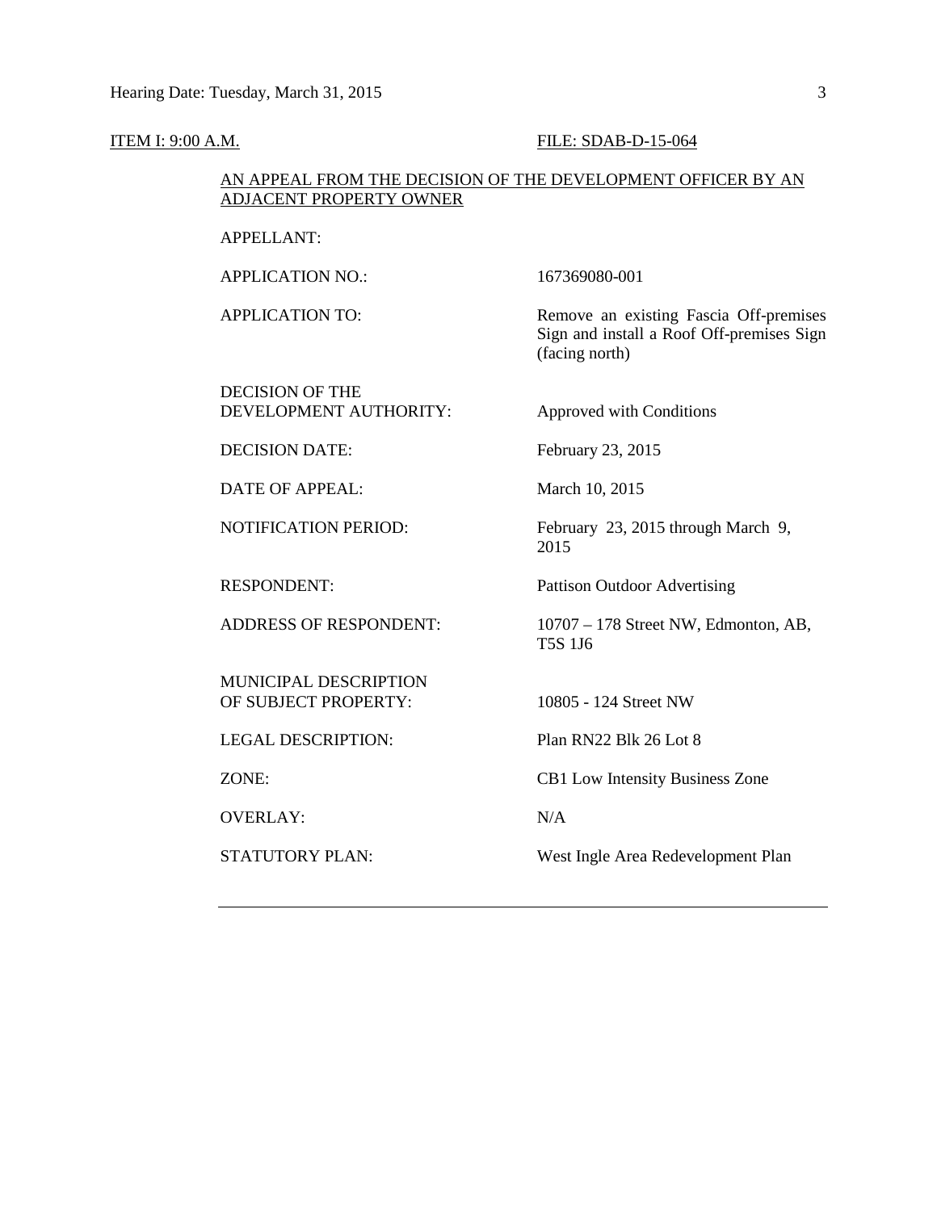ITEM I: 9:00 A.M. FILE: SDAB-D-15-064

AN APPEAL FROM THE DECISION OF THE DEVELOPMENT OFFICER BY AN ADJACENT PROPERTY OWNER

| | |
|---|---|
| APPELLANT: | |
| APPLICATION NO.: | 167369080-001 |
| APPLICATION TO: | Remove an existing Fascia Off-premises Sign and install a Roof Off-premises Sign (facing north) |
| DECISION OF THE DEVELOPMENT AUTHORITY: | Approved with Conditions |
| DECISION DATE: | February 23, 2015 |
| DATE OF APPEAL: | March 10, 2015 |
| NOTIFICATION PERIOD: | February 23, 2015 through March 9, 2015 |
| RESPONDENT: | Pattison Outdoor Advertising |
| ADDRESS OF RESPONDENT: | 10707 – 178 Street NW, Edmonton, AB, T5S 1J6 |
| MUNICIPAL DESCRIPTION OF SUBJECT PROPERTY: | 10805 - 124 Street NW |
| LEGAL DESCRIPTION: | Plan RN22 Blk 26 Lot 8 |
| ZONE: | CB1 Low Intensity Business Zone |
| OVERLAY: | N/A |
| STATUTORY PLAN: | West Ingle Area Redevelopment Plan |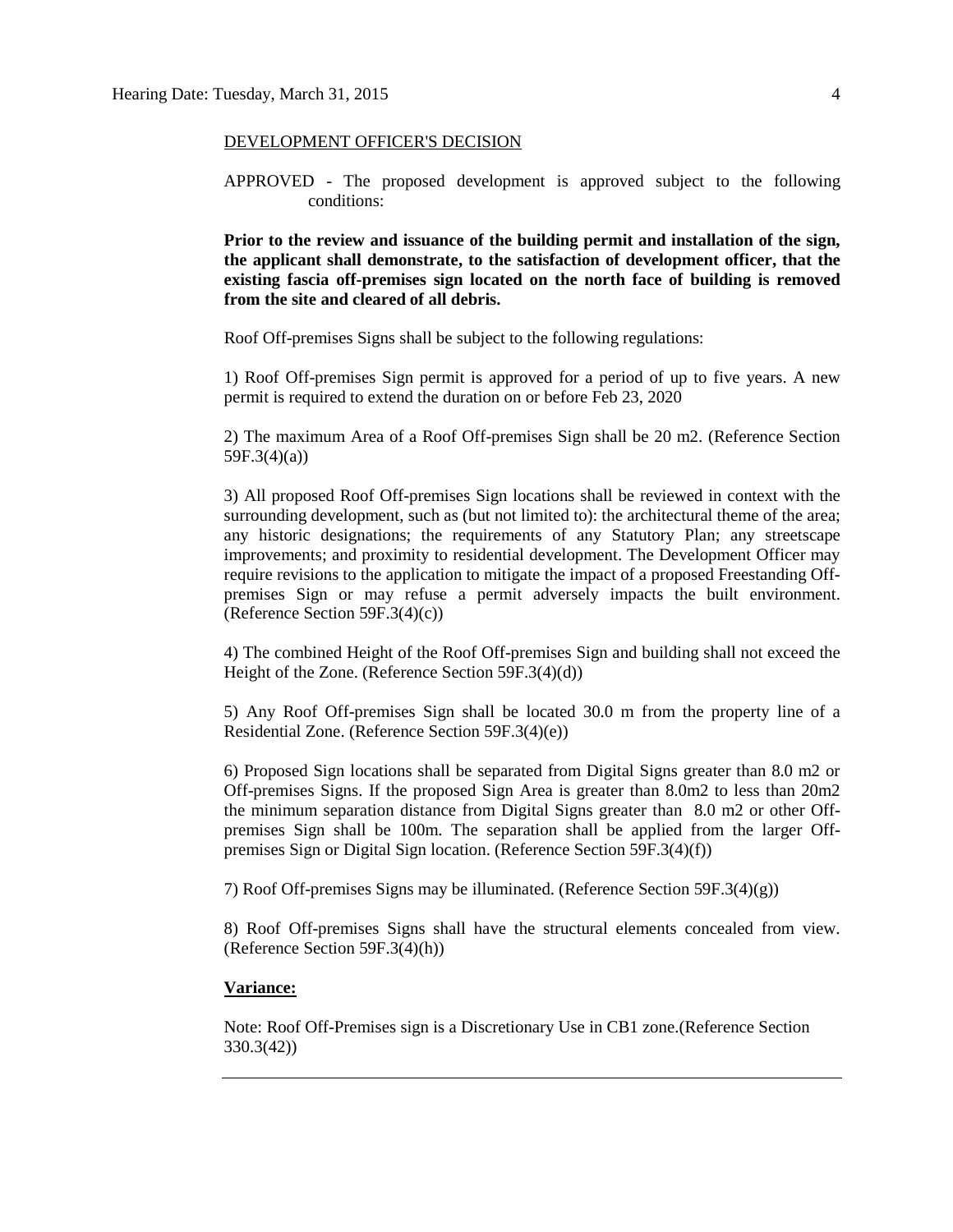DEVELOPMENT OFFICER'S DECISION

APPROVED - The proposed development is approved subject to the following conditions:

**Prior to the review and issuance of the building permit and installation of the sign, the applicant shall demonstrate, to the satisfaction of development officer, that the existing fascia off-premises sign located on the north face of building is removed from the site and cleared of all debris.**

Roof Off-premises Signs shall be subject to the following regulations:

1) Roof Off-premises Sign permit is approved for a period of up to five years. A new permit is required to extend the duration on or before Feb 23, 2020

2) The maximum Area of a Roof Off-premises Sign shall be 20 m2. (Reference Section 59F.3(4)(a))

3) All proposed Roof Off-premises Sign locations shall be reviewed in context with the surrounding development, such as (but not limited to): the architectural theme of the area; any historic designations; the requirements of any Statutory Plan; any streetscape improvements; and proximity to residential development. The Development Officer may require revisions to the application to mitigate the impact of a proposed Freestanding Off-premises Sign or may refuse a permit adversely impacts the built environment. (Reference Section 59F.3(4)(c))

4) The combined Height of the Roof Off-premises Sign and building shall not exceed the Height of the Zone. (Reference Section 59F.3(4)(d))

5) Any Roof Off-premises Sign shall be located 30.0 m from the property line of a Residential Zone. (Reference Section 59F.3(4)(e))

6) Proposed Sign locations shall be separated from Digital Signs greater than 8.0 m2 or Off-premises Signs. If the proposed Sign Area is greater than 8.0m2 to less than 20m2 the minimum separation distance from Digital Signs greater than 8.0 m2 or other Off-premises Sign shall be 100m. The separation shall be applied from the larger Off-premises Sign or Digital Sign location. (Reference Section 59F.3(4)(f))

7) Roof Off-premises Signs may be illuminated. (Reference Section 59F.3(4)(g))

8) Roof Off-premises Signs shall have the structural elements concealed from view. (Reference Section 59F.3(4)(h))

**Variance:**

Note: Roof Off-Premises sign is a Discretionary Use in CB1 zone.(Reference Section 330.3(42))

---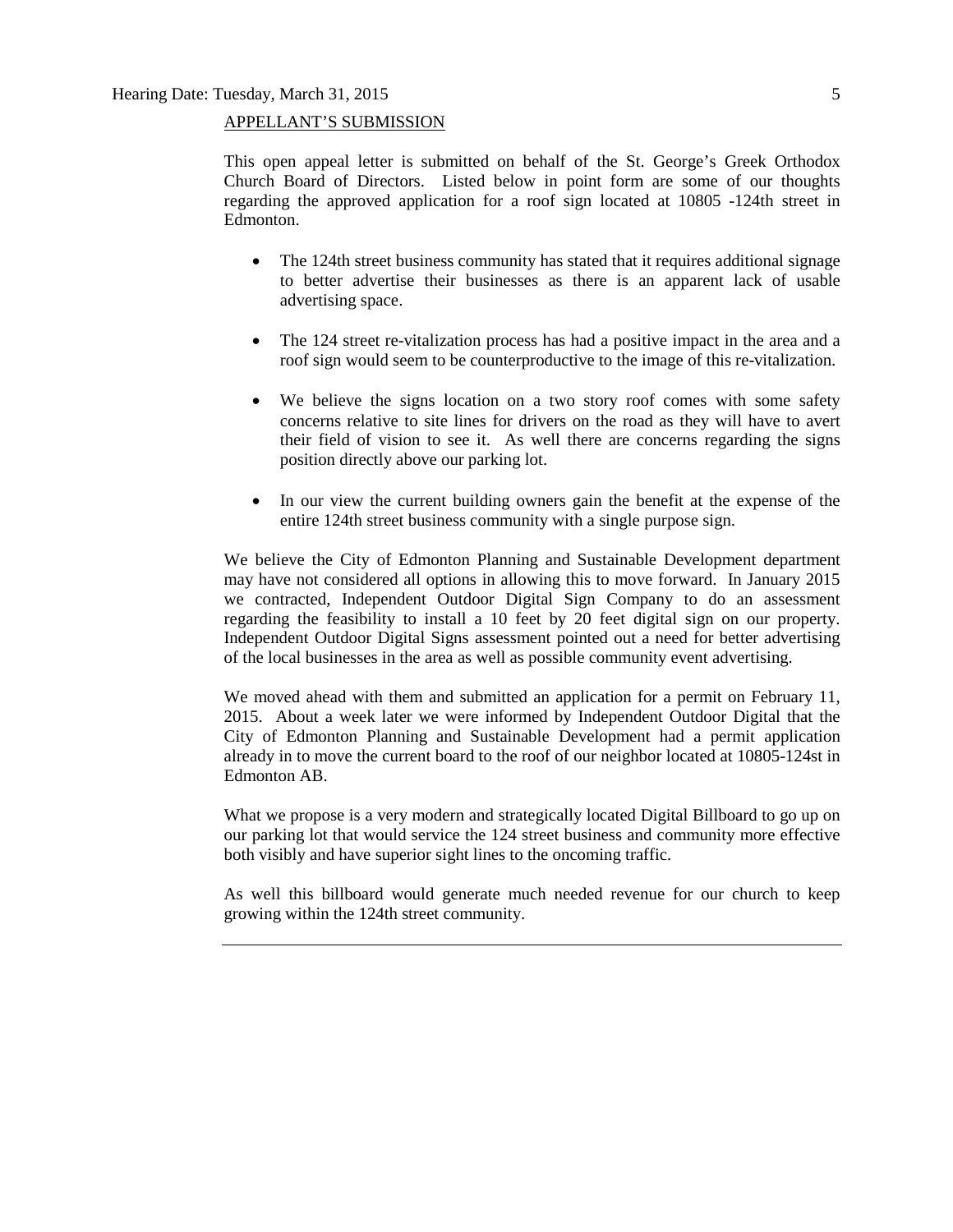## APPELLANT'S SUBMISSION

This open appeal letter is submitted on behalf of the St. George's Greek Orthodox Church Board of Directors. Listed below in point form are some of our thoughts regarding the approved application for a roof sign located at 10805 -124th street in Edmonton.

- The 124th street business community has stated that it requires additional signage to better advertise their businesses as there is an apparent lack of usable advertising space.

- The 124 street re-vitalization process has had a positive impact in the area and a roof sign would seem to be counterproductive to the image of this re-vitalization.

- We believe the signs location on a two story roof comes with some safety concerns relative to site lines for drivers on the road as they will have to avert their field of vision to see it. As well there are concerns regarding the signs position directly above our parking lot.

- In our view the current building owners gain the benefit at the expense of the entire 124th street business community with a single purpose sign.

We believe the City of Edmonton Planning and Sustainable Development department may have not considered all options in allowing this to move forward. In January 2015 we contracted, Independent Outdoor Digital Sign Company to do an assessment regarding the feasibility to install a 10 feet by 20 feet digital sign on our property. Independent Outdoor Digital Signs assessment pointed out a need for better advertising of the local businesses in the area as well as possible community event advertising.

We moved ahead with them and submitted an application for a permit on February 11, 2015. About a week later we were informed by Independent Outdoor Digital that the City of Edmonton Planning and Sustainable Development had a permit application already in to move the current board to the roof of our neighbor located at 10805-124st in Edmonton AB.

What we propose is a very modern and strategically located Digital Billboard to go up on our parking lot that would service the 124 street business and community more effective both visibly and have superior sight lines to the oncoming traffic.

As well this billboard would generate much needed revenue for our church to keep growing within the 124th street community.

---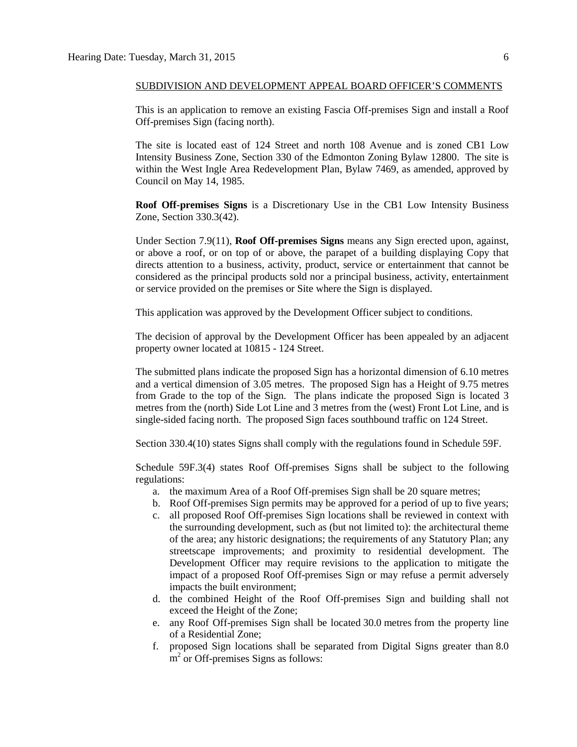SUBDIVISION AND DEVELOPMENT APPEAL BOARD OFFICER'S COMMENTS

This is an application to remove an existing Fascia Off-premises Sign and install a Roof Off-premises Sign (facing north).

The site is located east of 124 Street and north 108 Avenue and is zoned CB1 Low Intensity Business Zone, Section 330 of the Edmonton Zoning Bylaw 12800. The site is within the West Ingle Area Redevelopment Plan, Bylaw 7469, as amended, approved by Council on May 14, 1985.

**Roof Off-premises Signs** is a Discretionary Use in the CB1 Low Intensity Business Zone, Section 330.3(42).

Under Section 7.9(11), **Roof Off-premises Signs** means any Sign erected upon, against, or above a roof, or on top of or above, the parapet of a building displaying Copy that directs attention to a business, activity, product, service or entertainment that cannot be considered as the principal products sold nor a principal business, activity, entertainment or service provided on the premises or Site where the Sign is displayed.

This application was approved by the Development Officer subject to conditions.

The decision of approval by the Development Officer has been appealed by an adjacent property owner located at 10815 - 124 Street.

The submitted plans indicate the proposed Sign has a horizontal dimension of 6.10 metres and a vertical dimension of 3.05 metres. The proposed Sign has a Height of 9.75 metres from Grade to the top of the Sign. The plans indicate the proposed Sign is located 3 metres from the (north) Side Lot Line and 3 metres from the (west) Front Lot Line, and is single-sided facing north. The proposed Sign faces southbound traffic on 124 Street.

Section 330.4(10) states Signs shall comply with the regulations found in Schedule 59F.

Schedule 59F.3(4) states Roof Off-premises Signs shall be subject to the following regulations:

a. the maximum Area of a Roof Off-premises Sign shall be 20 square metres;
b. Roof Off-premises Sign permits may be approved for a period of up to five years;
c. all proposed Roof Off-premises Sign locations shall be reviewed in context with the surrounding development, such as (but not limited to): the architectural theme of the area; any historic designations; the requirements of any Statutory Plan; any streetscape improvements; and proximity to residential development. The Development Officer may require revisions to the application to mitigate the impact of a proposed Roof Off-premises Sign or may refuse a permit adversely impacts the built environment;
d. the combined Height of the Roof Off-premises Sign and building shall not exceed the Height of the Zone;
e. any Roof Off-premises Sign shall be located 30.0 metres from the property line of a Residential Zone;
f. proposed Sign locations shall be separated from Digital Signs greater than 8.0 $m^2$ or Off-premises Signs as follows: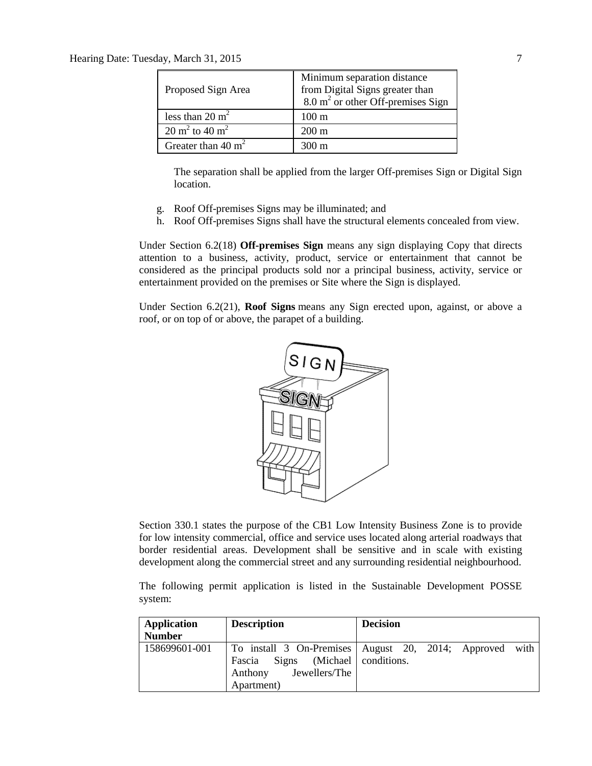| Proposed Sign Area | Minimum separation distance from Digital Signs greater than 8.0 $m^2$ or other Off-premises Sign |
|---|---|
| less than 20 $m^2$ | 100 m |
| 20 $m^2$ to 40 $m^2$ | 200 m |
| Greater than 40 $m^2$ | 300 m |

The separation shall be applied from the larger Off-premises Sign or Digital Sign location.

g. Roof Off-premises Signs may be illuminated; and
h. Roof Off-premises Signs shall have the structural elements concealed from view.

Under Section 6.2(18) **Off-premises Sign** means any sign displaying Copy that directs attention to a business, activity, product, service or entertainment that cannot be considered as the principal products sold nor a principal business, activity, service or entertainment provided on the premises or Site where the Sign is displayed.

Under Section 6.2(21), **Roof Signs** means any Sign erected upon, against, or above a roof, or on top of or above, the parapet of a building.

Section 330.1 states the purpose of the CB1 Low Intensity Business Zone is to provide for low intensity commercial, office and service uses located along arterial roadways that border residential areas. Development shall be sensitive and in scale with existing development along the commercial street and any surrounding residential neighbourhood.

The following permit application is listed in the Sustainable Development POSSE system:

| Application Number | Description | Decision |
|---|---|---|
| 158699601-001 | To install 3 On-Premises Fascia Signs (Michael Anthony Jewellers/The Apartment) | August 20, 2014; Approved with conditions. |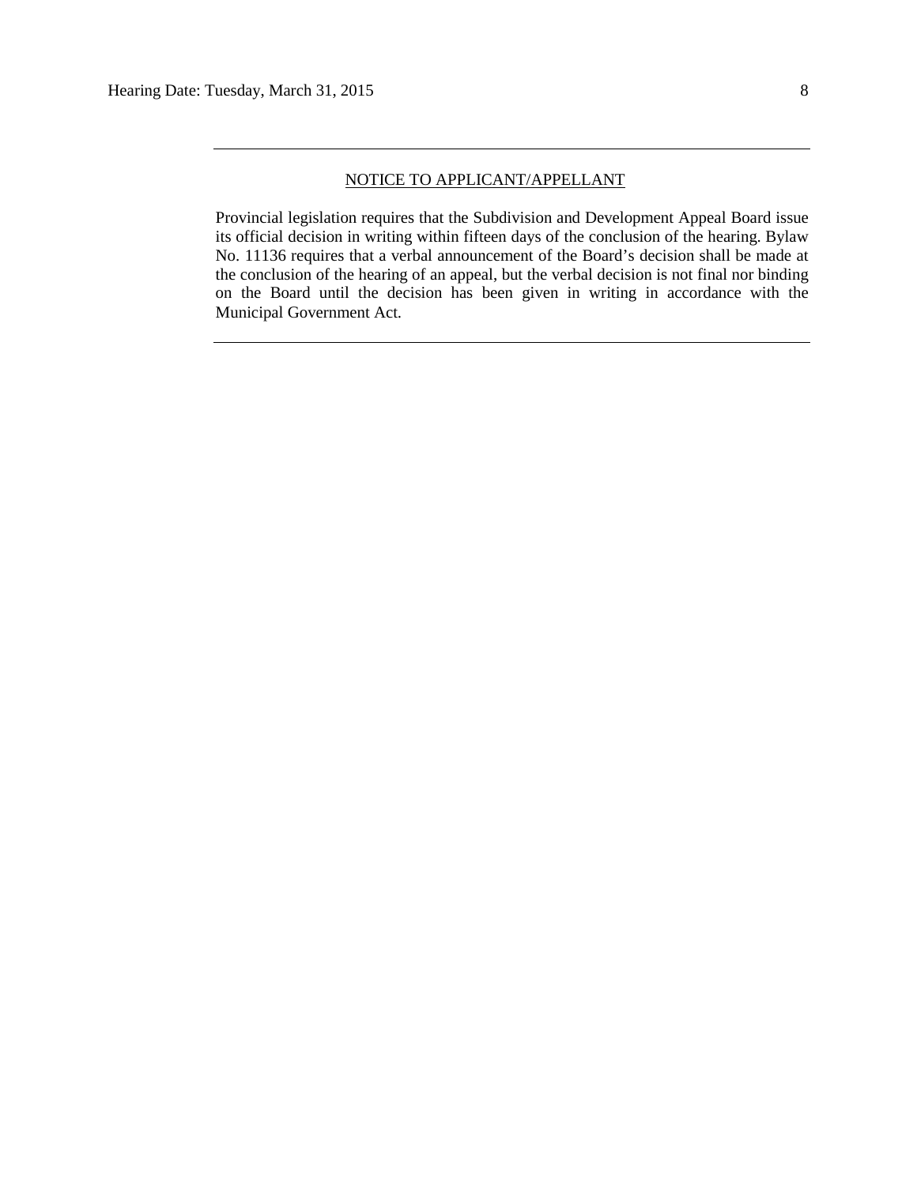---

NOTICE TO APPLICANT/APPELLANT

Provincial legislation requires that the Subdivision and Development Appeal Board issue its official decision in writing within fifteen days of the conclusion of the hearing. Bylaw No. 11136 requires that a verbal announcement of the Board's decision shall be made at the conclusion of the hearing of an appeal, but the verbal decision is not final nor binding on the Board until the decision has been given in writing in accordance with the Municipal Government Act.

---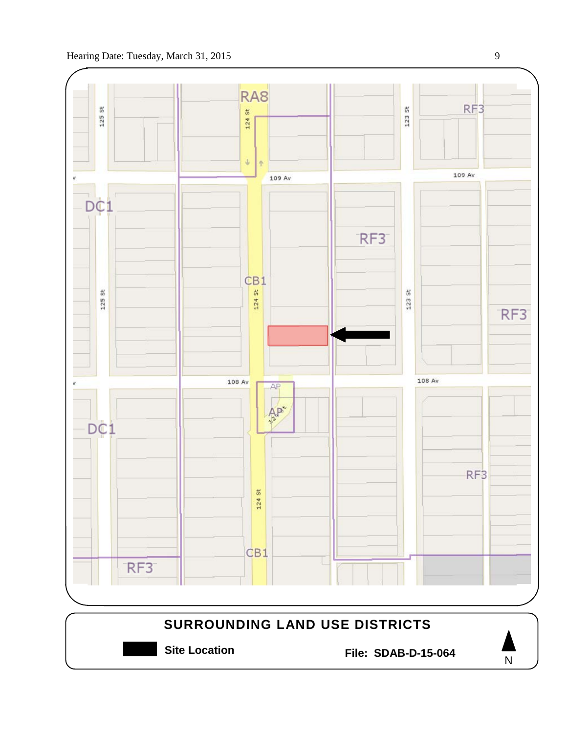## SURROUNDING LAND USE DISTRICTS

**Site Location**

**File: SDAB-D-15-064**

N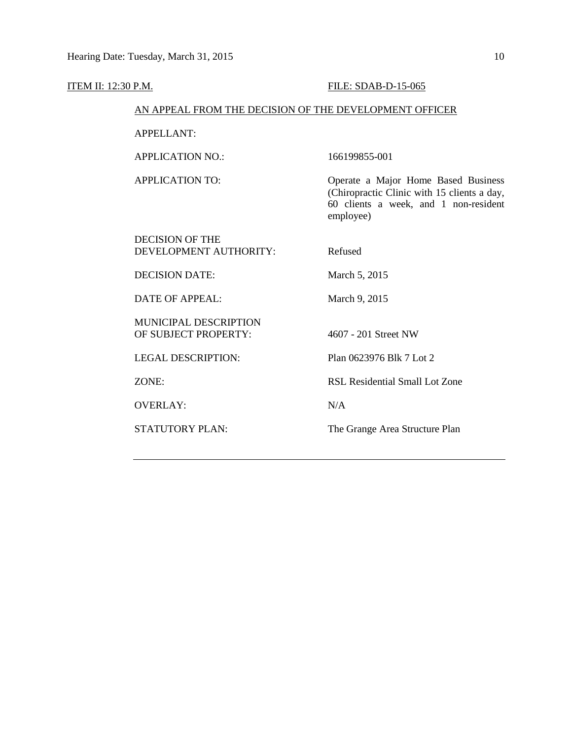ITEM II: 12:30 P.M. FILE: SDAB-D-15-065

AN APPEAL FROM THE DECISION OF THE DEVELOPMENT OFFICER

| | |
|---|---|
| APPELLANT: | |
| APPLICATION NO.: | 166199855-001 |
| APPLICATION TO: | Operate a Major Home Based Business (Chiropractic Clinic with 15 clients a day, 60 clients a week, and 1 non-resident employee) |
| DECISION OF THE DEVELOPMENT AUTHORITY: | Refused |
| DECISION DATE: | March 5, 2015 |
| DATE OF APPEAL: | March 9, 2015 |
| MUNICIPAL DESCRIPTION OF SUBJECT PROPERTY: | 4607 - 201 Street NW |
| LEGAL DESCRIPTION: | Plan 0623976 Blk 7 Lot 2 |
| ZONE: | RSL Residential Small Lot Zone |
| OVERLAY: | N/A |
| STATUTORY PLAN: | The Grange Area Structure Plan |

---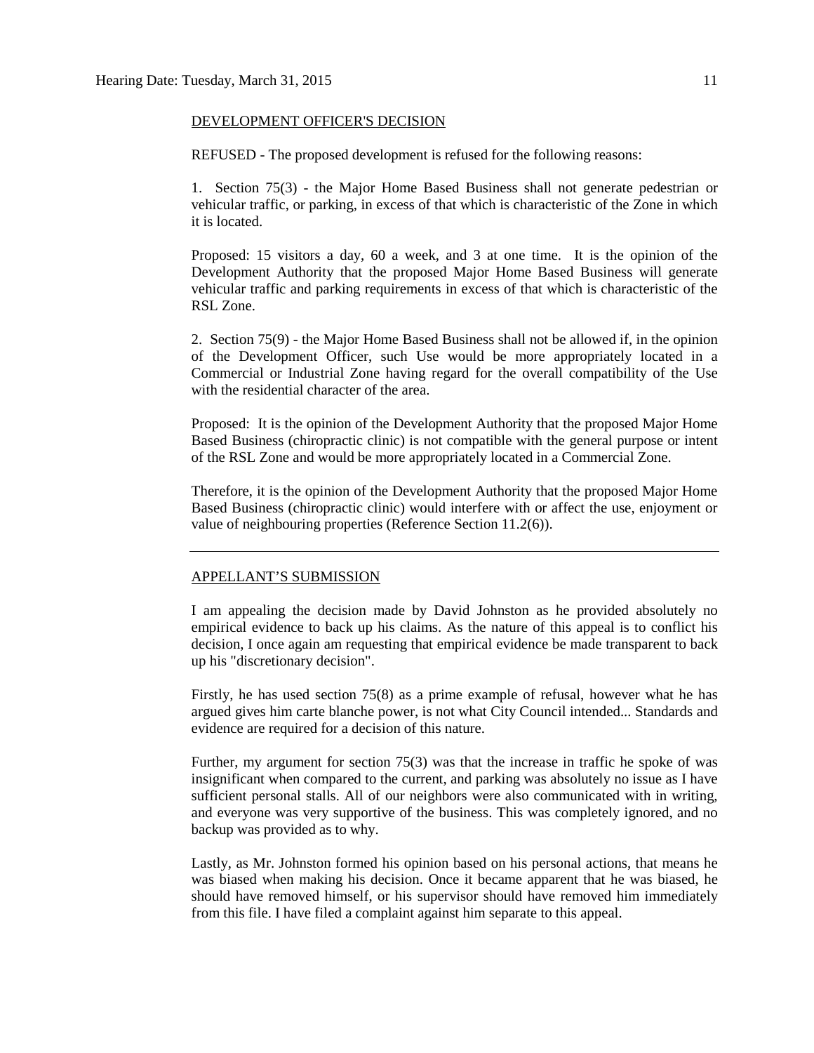DEVELOPMENT OFFICER'S DECISION

REFUSED - The proposed development is refused for the following reasons:

1. Section 75(3) - the Major Home Based Business shall not generate pedestrian or vehicular traffic, or parking, in excess of that which is characteristic of the Zone in which it is located.

Proposed: 15 visitors a day, 60 a week, and 3 at one time. It is the opinion of the Development Authority that the proposed Major Home Based Business will generate vehicular traffic and parking requirements in excess of that which is characteristic of the RSL Zone.

2. Section 75(9) - the Major Home Based Business shall not be allowed if, in the opinion of the Development Officer, such Use would be more appropriately located in a Commercial or Industrial Zone having regard for the overall compatibility of the Use with the residential character of the area.

Proposed: It is the opinion of the Development Authority that the proposed Major Home Based Business (chiropractic clinic) is not compatible with the general purpose or intent of the RSL Zone and would be more appropriately located in a Commercial Zone.

Therefore, it is the opinion of the Development Authority that the proposed Major Home Based Business (chiropractic clinic) would interfere with or affect the use, enjoyment or value of neighbouring properties (Reference Section 11.2(6)).

---

APPELLANT'S SUBMISSION

I am appealing the decision made by David Johnston as he provided absolutely no empirical evidence to back up his claims. As the nature of this appeal is to conflict his decision, I once again am requesting that empirical evidence be made transparent to back up his "discretionary decision".

Firstly, he has used section 75(8) as a prime example of refusal, however what he has argued gives him carte blanche power, is not what City Council intended... Standards and evidence are required for a decision of this nature.

Further, my argument for section 75(3) was that the increase in traffic he spoke of was insignificant when compared to the current, and parking was absolutely no issue as I have sufficient personal stalls. All of our neighbors were also communicated with in writing, and everyone was very supportive of the business. This was completely ignored, and no backup was provided as to why.

Lastly, as Mr. Johnston formed his opinion based on his personal actions, that means he was biased when making his decision. Once it became apparent that he was biased, he should have removed himself, or his supervisor should have removed him immediately from this file. I have filed a complaint against him separate to this appeal.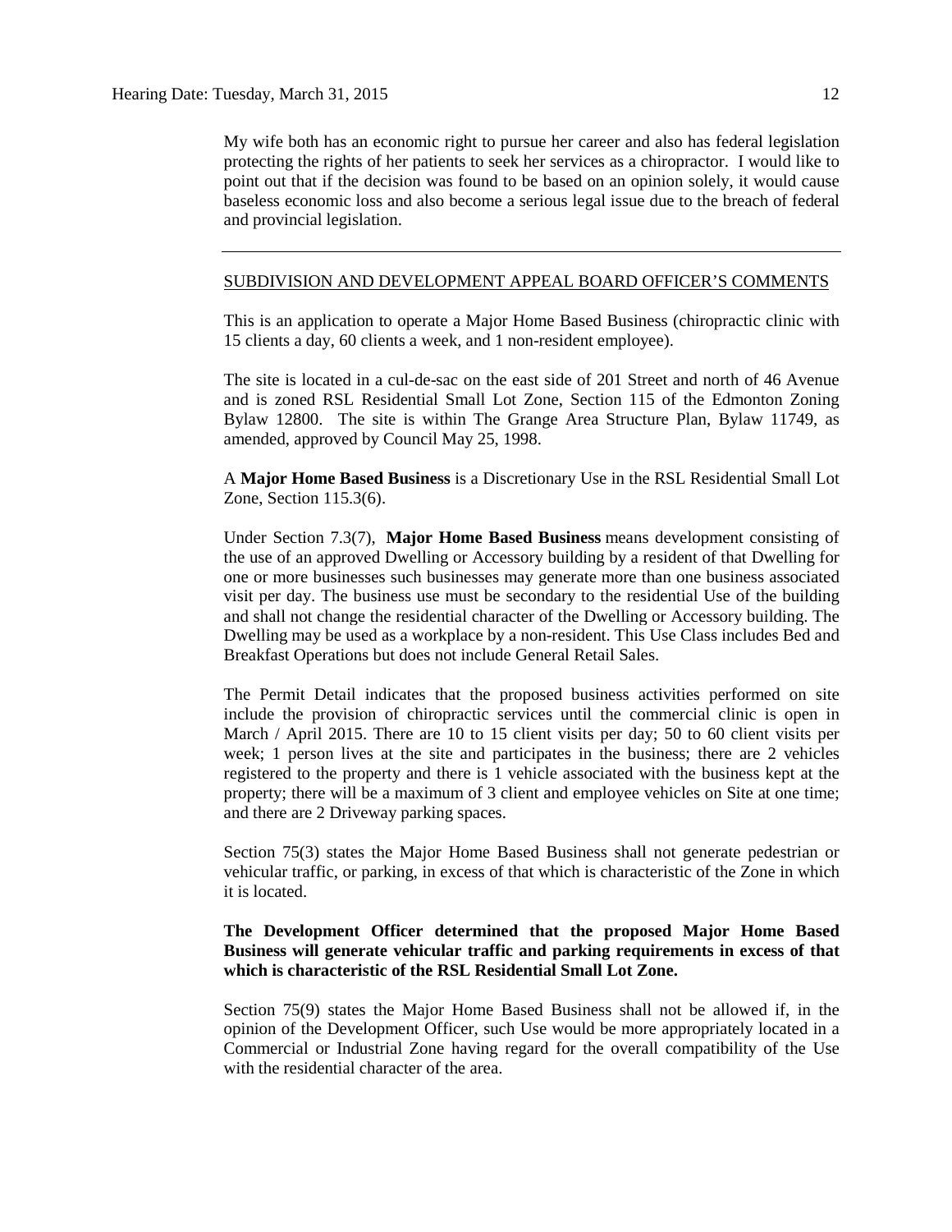My wife both has an economic right to pursue her career and also has federal legislation protecting the rights of her patients to seek her services as a chiropractor. I would like to point out that if the decision was found to be based on an opinion solely, it would cause baseless economic loss and also become a serious legal issue due to the breach of federal and provincial legislation.

---

## SUBDIVISION AND DEVELOPMENT APPEAL BOARD OFFICER'S COMMENTS

This is an application to operate a Major Home Based Business (chiropractic clinic with 15 clients a day, 60 clients a week, and 1 non-resident employee).

The site is located in a cul-de-sac on the east side of 201 Street and north of 46 Avenue and is zoned RSL Residential Small Lot Zone, Section 115 of the Edmonton Zoning Bylaw 12800. The site is within The Grange Area Structure Plan, Bylaw 11749, as amended, approved by Council May 25, 1998.

A **Major Home Based Business** is a Discretionary Use in the RSL Residential Small Lot Zone, Section 115.3(6).

Under Section 7.3(7), **Major Home Based Business** means development consisting of the use of an approved Dwelling or Accessory building by a resident of that Dwelling for one or more businesses such businesses may generate more than one business associated visit per day. The business use must be secondary to the residential Use of the building and shall not change the residential character of the Dwelling or Accessory building. The Dwelling may be used as a workplace by a non-resident. This Use Class includes Bed and Breakfast Operations but does not include General Retail Sales.

The Permit Detail indicates that the proposed business activities performed on site include the provision of chiropractic services until the commercial clinic is open in March / April 2015. There are 10 to 15 client visits per day; 50 to 60 client visits per week; 1 person lives at the site and participates in the business; there are 2 vehicles registered to the property and there is 1 vehicle associated with the business kept at the property; there will be a maximum of 3 client and employee vehicles on Site at one time; and there are 2 Driveway parking spaces.

Section 75(3) states the Major Home Based Business shall not generate pedestrian or vehicular traffic, or parking, in excess of that which is characteristic of the Zone in which it is located.

**The Development Officer determined that the proposed Major Home Based Business will generate vehicular traffic and parking requirements in excess of that which is characteristic of the RSL Residential Small Lot Zone.**

Section 75(9) states the Major Home Based Business shall not be allowed if, in the opinion of the Development Officer, such Use would be more appropriately located in a Commercial or Industrial Zone having regard for the overall compatibility of the Use with the residential character of the area.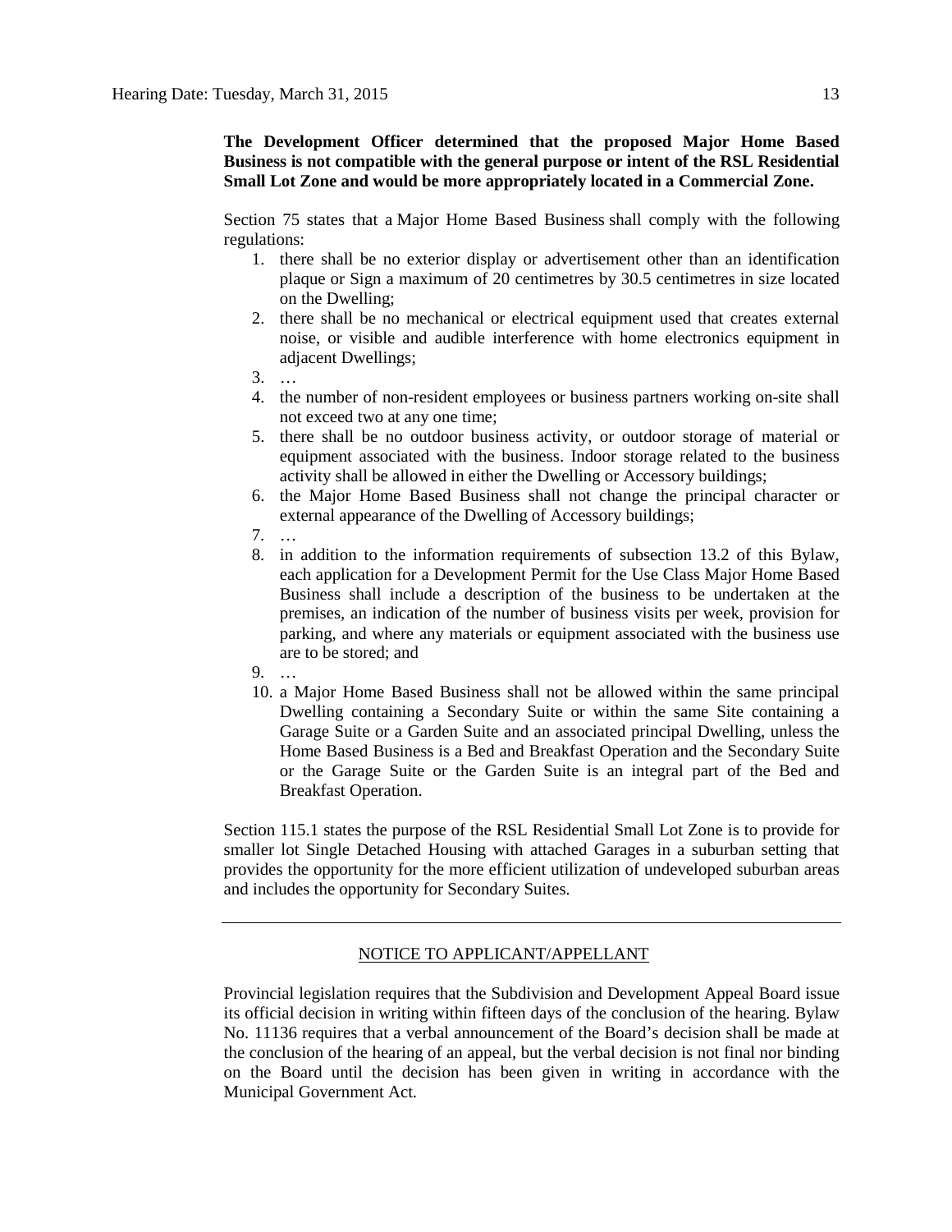**The Development Officer determined that the proposed Major Home Based Business is not compatible with the general purpose or intent of the RSL Residential Small Lot Zone and would be more appropriately located in a Commercial Zone.**

Section 75 states that a Major Home Based Business shall comply with the following regulations:

1. there shall be no exterior display or advertisement other than an identification plaque or Sign a maximum of 20 centimetres by 30.5 centimetres in size located on the Dwelling;
2. there shall be no mechanical or electrical equipment used that creates external noise, or visible and audible interference with home electronics equipment in adjacent Dwellings;
3. …
4. the number of non-resident employees or business partners working on-site shall not exceed two at any one time;
5. there shall be no outdoor business activity, or outdoor storage of material or equipment associated with the business. Indoor storage related to the business activity shall be allowed in either the Dwelling or Accessory buildings;
6. the Major Home Based Business shall not change the principal character or external appearance of the Dwelling of Accessory buildings;
7. …
8. in addition to the information requirements of subsection 13.2 of this Bylaw, each application for a Development Permit for the Use Class Major Home Based Business shall include a description of the business to be undertaken at the premises, an indication of the number of business visits per week, provision for parking, and where any materials or equipment associated with the business use are to be stored; and
9. …
10. a Major Home Based Business shall not be allowed within the same principal Dwelling containing a Secondary Suite or within the same Site containing a Garage Suite or a Garden Suite and an associated principal Dwelling, unless the Home Based Business is a Bed and Breakfast Operation and the Secondary Suite or the Garage Suite or the Garden Suite is an integral part of the Bed and Breakfast Operation.

Section 115.1 states the purpose of the RSL Residential Small Lot Zone is to provide for smaller lot Single Detached Housing with attached Garages in a suburban setting that provides the opportunity for the more efficient utilization of undeveloped suburban areas and includes the opportunity for Secondary Suites.

---

NOTICE TO APPLICANT/APPELLANT

Provincial legislation requires that the Subdivision and Development Appeal Board issue its official decision in writing within fifteen days of the conclusion of the hearing. Bylaw No. 11136 requires that a verbal announcement of the Board's decision shall be made at the conclusion of the hearing of an appeal, but the verbal decision is not final nor binding on the Board until the decision has been given in writing in accordance with the Municipal Government Act.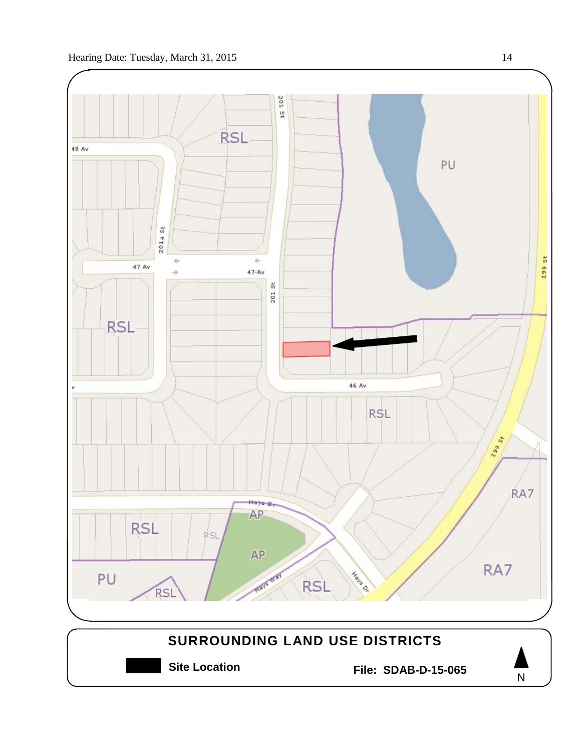## SURROUNDING LAND USE DISTRICTS

**Site Location**

**File: SDAB-D-15-065**

N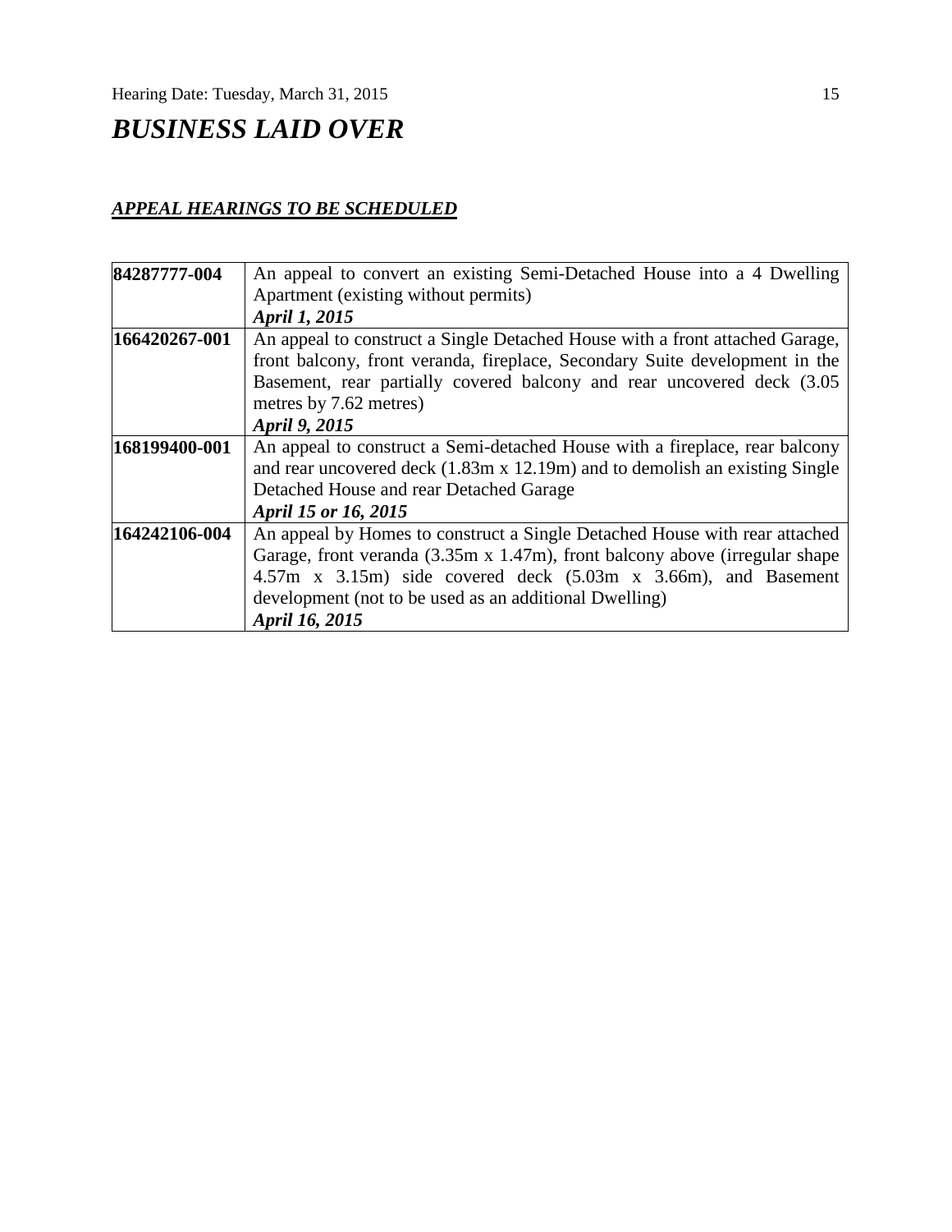# *BUSINESS LAID OVER*

***APPEAL HEARINGS TO BE SCHEDULED***

| | |
|---|---|
| **84287777-004** | An appeal to convert an existing Semi-Detached House into a 4 Dwelling Apartment (existing without permits)<br>***April 1, 2015*** |
| **166420267-001** | An appeal to construct a Single Detached House with a front attached Garage, front balcony, front veranda, fireplace, Secondary Suite development in the Basement, rear partially covered balcony and rear uncovered deck (3.05 metres by 7.62 metres)<br>***April 9, 2015*** |
| **168199400-001** | An appeal to construct a Semi-detached House with a fireplace, rear balcony and rear uncovered deck (1.83m x 12.19m) and to demolish an existing Single Detached House and rear Detached Garage<br>***April 15 or 16, 2015*** |
| **164242106-004** | An appeal by Homes to construct a Single Detached House with rear attached Garage, front veranda (3.35m x 1.47m), front balcony above (irregular shape 4.57m x 3.15m) side covered deck (5.03m x 3.66m), and Basement development (not to be used as an additional Dwelling)<br>***April 16, 2015*** |